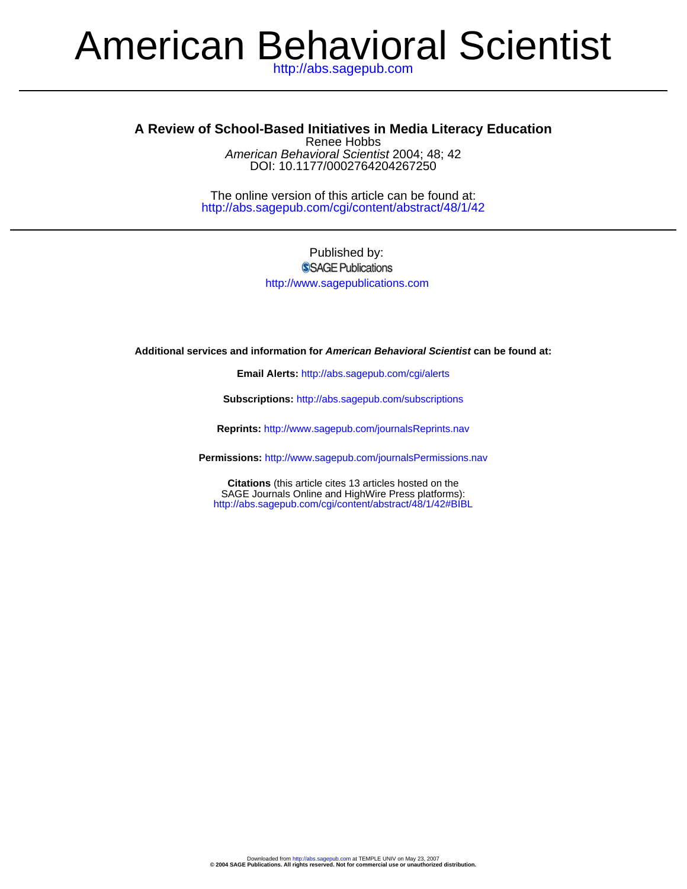# American Behavioral Scientist

http://abs.sagepub.com

---

## A Review of School-Based Initiatives in Media Literacy Education

Renee Hobbs

*American Behavioral Scientist* 2004; 48; 42

DOI: 10.1177/0002764204267250

The online version of this article can be found at:

http://abs.sagepub.com/cgi/content/abstract/48/1/42

---

Published by:

SAGE Publications

http://www.sagepublications.com

**Additional services and information for *American Behavioral Scientist* can be found at:**

**Email Alerts:** http://abs.sagepub.com/cgi/alerts

**Subscriptions:** http://abs.sagepub.com/subscriptions

**Reprints:** http://www.sagepub.com/journalsReprints.nav

**Permissions:** http://www.sagepub.com/journalsPermissions.nav

**Citations** (this article cites 13 articles hosted on the SAGE Journals Online and HighWire Press platforms):
http://abs.sagepub.com/cgi/content/abstract/48/1/42#BIBL

Downloaded from http://abs.sagepub.com at TEMPLE UNIV on May 23, 2007
**© 2004 SAGE Publications. All rights reserved. Not for commercial use or unauthorized distribution.**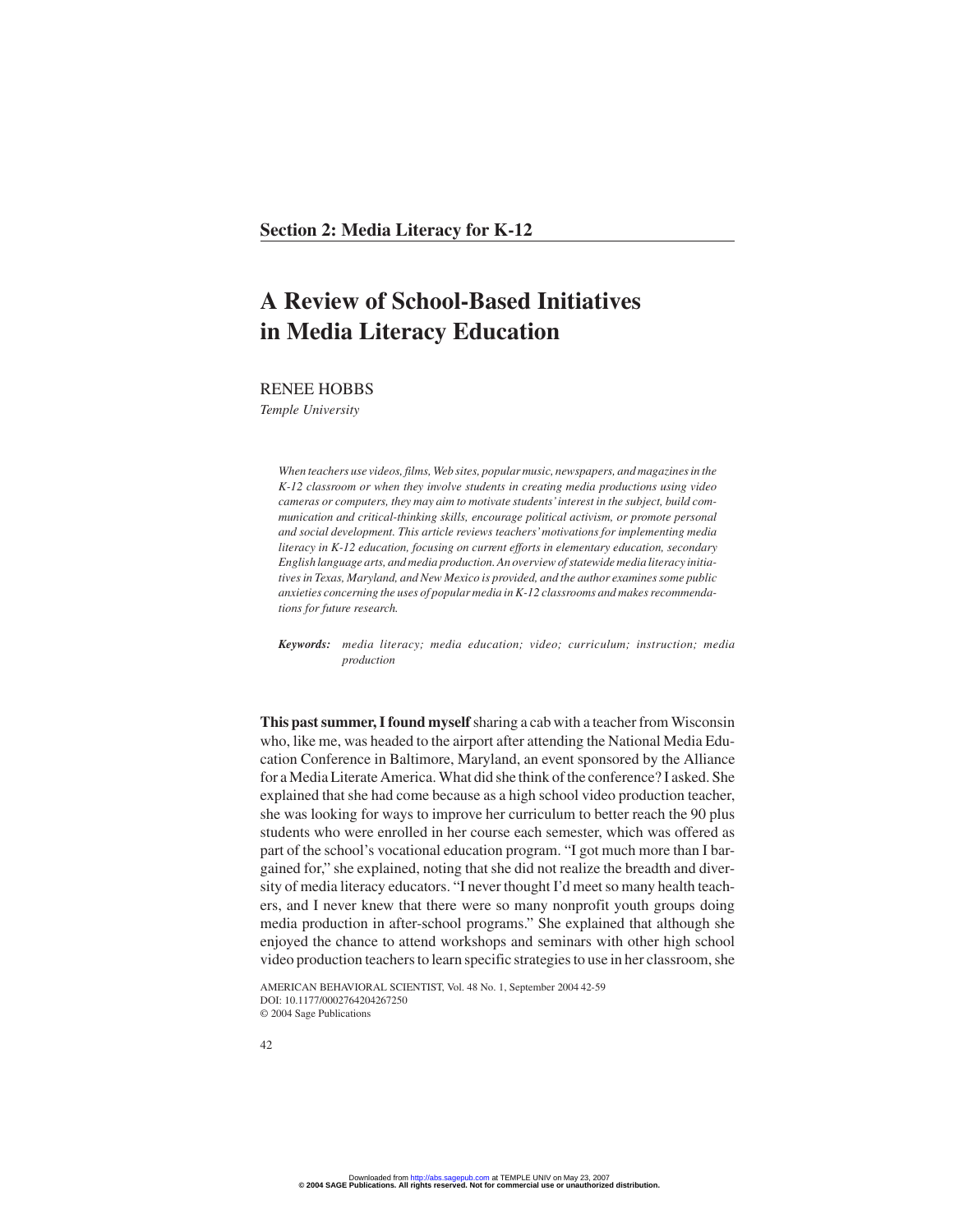## Section 2: Media Literacy for K-12

# A Review of School-Based Initiatives in Media Literacy Education

RENEE HOBBS

*Temple University*

*When teachers use videos, films, Web sites, popular music, newspapers, and magazines in the K-12 classroom or when they involve students in creating media productions using video cameras or computers, they may aim to motivate students' interest in the subject, build communication and critical-thinking skills, encourage political activism, or promote personal and social development. This article reviews teachers' motivations for implementing media literacy in K-12 education, focusing on current efforts in elementary education, secondary English language arts, and media production. An overview of statewide media literacy initiatives in Texas, Maryland, and New Mexico is provided, and the author examines some public anxieties concerning the uses of popular media in K-12 classrooms and makes recommendations for future research.*

***Keywords:*** *media literacy; media education; video; curriculum; instruction; media production*

**This past summer, I found myself** sharing a cab with a teacher from Wisconsin who, like me, was headed to the airport after attending the National Media Education Conference in Baltimore, Maryland, an event sponsored by the Alliance for a Media Literate America. What did she think of the conference? I asked. She explained that she had come because as a high school video production teacher, she was looking for ways to improve her curriculum to better reach the 90 plus students who were enrolled in her course each semester, which was offered as part of the school's vocational education program. "I got much more than I bargained for," she explained, noting that she did not realize the breadth and diversity of media literacy educators. "I never thought I'd meet so many health teachers, and I never knew that there were so many nonprofit youth groups doing media production in after-school programs." She explained that although she enjoyed the chance to attend workshops and seminars with other high school video production teachers to learn specific strategies to use in her classroom, she

AMERICAN BEHAVIORAL SCIENTIST, Vol. 48 No. 1, September 2004 42-59
DOI: 10.1177/0002764204267250
© 2004 Sage Publications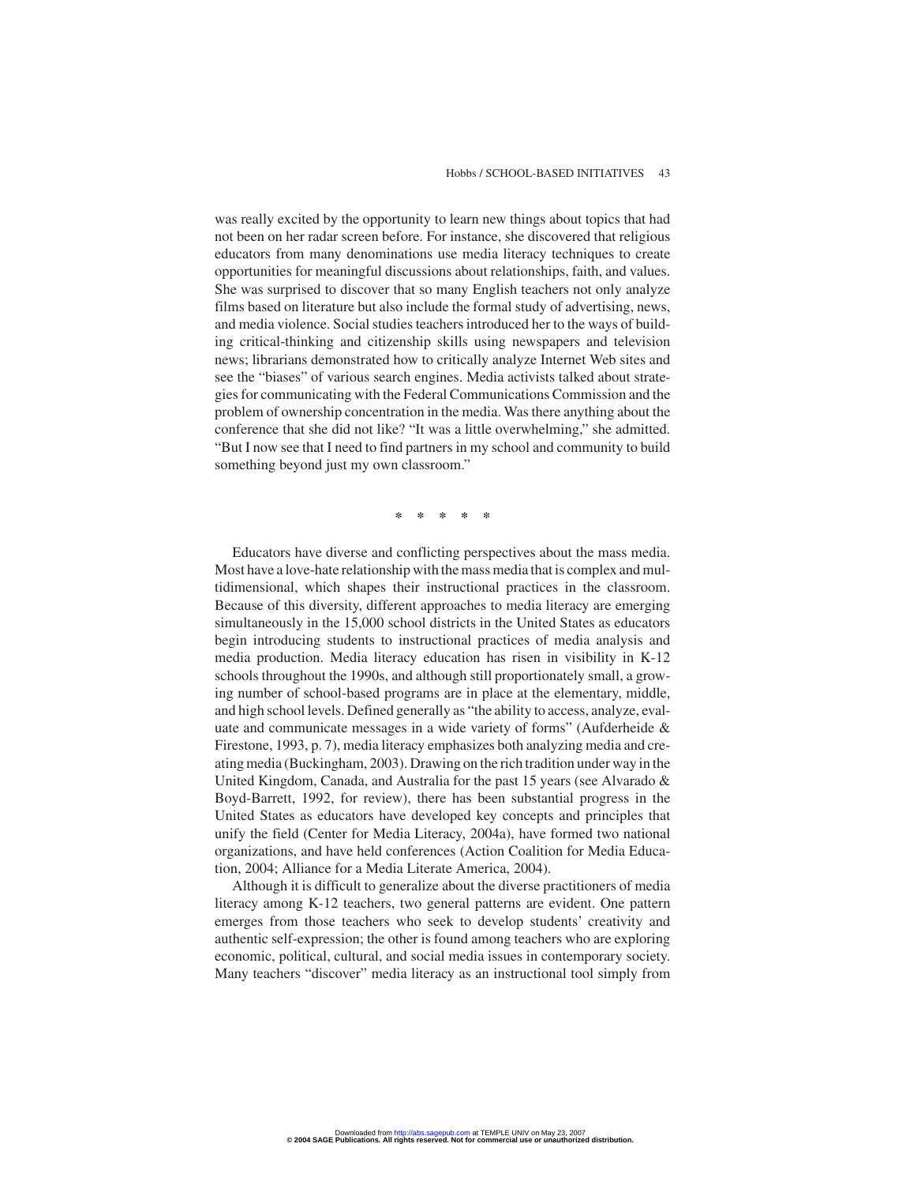was really excited by the opportunity to learn new things about topics that had not been on her radar screen before. For instance, she discovered that religious educators from many denominations use media literacy techniques to create opportunities for meaningful discussions about relationships, faith, and values. She was surprised to discover that so many English teachers not only analyze films based on literature but also include the formal study of advertising, news, and media violence. Social studies teachers introduced her to the ways of building critical-thinking and citizenship skills using newspapers and television news; librarians demonstrated how to critically analyze Internet Web sites and see the "biases" of various search engines. Media activists talked about strategies for communicating with the Federal Communications Commission and the problem of ownership concentration in the media. Was there anything about the conference that she did not like? "It was a little overwhelming," she admitted. "But I now see that I need to find partners in my school and community to build something beyond just my own classroom."

* * * * *

Educators have diverse and conflicting perspectives about the mass media. Most have a love-hate relationship with the mass media that is complex and multidimensional, which shapes their instructional practices in the classroom. Because of this diversity, different approaches to media literacy are emerging simultaneously in the 15,000 school districts in the United States as educators begin introducing students to instructional practices of media analysis and media production. Media literacy education has risen in visibility in K-12 schools throughout the 1990s, and although still proportionately small, a growing number of school-based programs are in place at the elementary, middle, and high school levels. Defined generally as "the ability to access, analyze, evaluate and communicate messages in a wide variety of forms" (Aufderheide & Firestone, 1993, p. 7), media literacy emphasizes both analyzing media and creating media (Buckingham, 2003). Drawing on the rich tradition under way in the United Kingdom, Canada, and Australia for the past 15 years (see Alvarado & Boyd-Barrett, 1992, for review), there has been substantial progress in the United States as educators have developed key concepts and principles that unify the field (Center for Media Literacy, 2004a), have formed two national organizations, and have held conferences (Action Coalition for Media Education, 2004; Alliance for a Media Literate America, 2004).

Although it is difficult to generalize about the diverse practitioners of media literacy among K-12 teachers, two general patterns are evident. One pattern emerges from those teachers who seek to develop students' creativity and authentic self-expression; the other is found among teachers who are exploring economic, political, cultural, and social media issues in contemporary society. Many teachers "discover" media literacy as an instructional tool simply from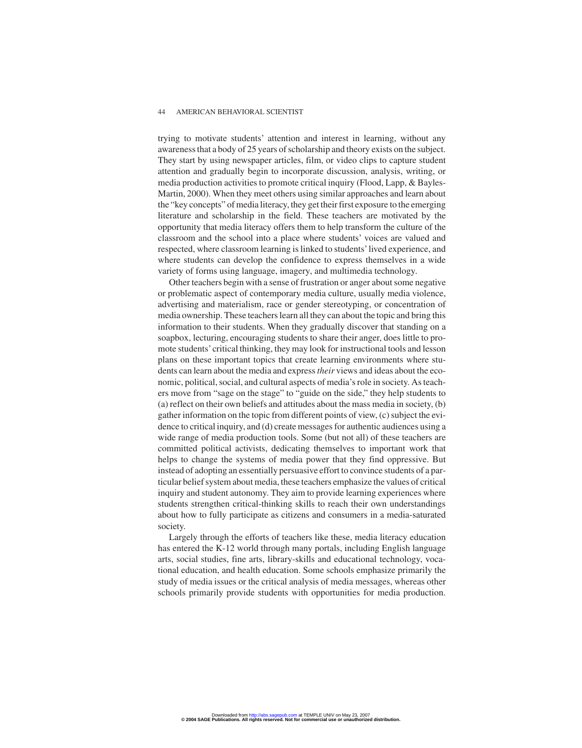trying to motivate students' attention and interest in learning, without any awareness that a body of 25 years of scholarship and theory exists on the subject. They start by using newspaper articles, film, or video clips to capture student attention and gradually begin to incorporate discussion, analysis, writing, or media production activities to promote critical inquiry (Flood, Lapp, & Bayles-Martin, 2000). When they meet others using similar approaches and learn about the "key concepts" of media literacy, they get their first exposure to the emerging literature and scholarship in the field. These teachers are motivated by the opportunity that media literacy offers them to help transform the culture of the classroom and the school into a place where students' voices are valued and respected, where classroom learning is linked to students' lived experience, and where students can develop the confidence to express themselves in a wide variety of forms using language, imagery, and multimedia technology.

Other teachers begin with a sense of frustration or anger about some negative or problematic aspect of contemporary media culture, usually media violence, advertising and materialism, race or gender stereotyping, or concentration of media ownership. These teachers learn all they can about the topic and bring this information to their students. When they gradually discover that standing on a soapbox, lecturing, encouraging students to share their anger, does little to promote students' critical thinking, they may look for instructional tools and lesson plans on these important topics that create learning environments where students can learn about the media and express *their* views and ideas about the economic, political, social, and cultural aspects of media's role in society. As teachers move from "sage on the stage" to "guide on the side," they help students to (a) reflect on their own beliefs and attitudes about the mass media in society, (b) gather information on the topic from different points of view, (c) subject the evidence to critical inquiry, and (d) create messages for authentic audiences using a wide range of media production tools. Some (but not all) of these teachers are committed political activists, dedicating themselves to important work that helps to change the systems of media power that they find oppressive. But instead of adopting an essentially persuasive effort to convince students of a particular belief system about media, these teachers emphasize the values of critical inquiry and student autonomy. They aim to provide learning experiences where students strengthen critical-thinking skills to reach their own understandings about how to fully participate as citizens and consumers in a media-saturated society.

Largely through the efforts of teachers like these, media literacy education has entered the K-12 world through many portals, including English language arts, social studies, fine arts, library-skills and educational technology, vocational education, and health education. Some schools emphasize primarily the study of media issues or the critical analysis of media messages, whereas other schools primarily provide students with opportunities for media production.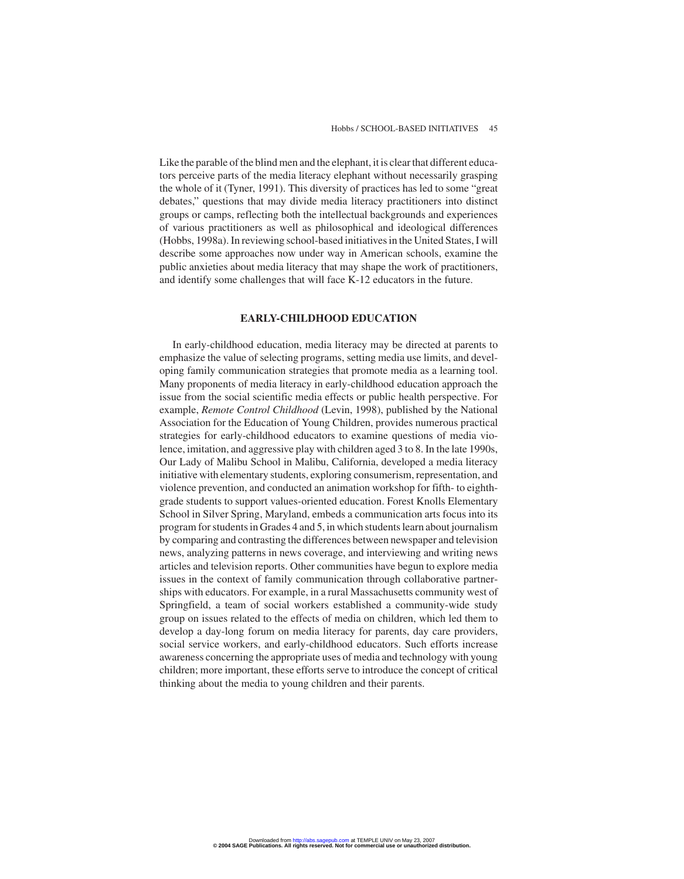Like the parable of the blind men and the elephant, it is clear that different educators perceive parts of the media literacy elephant without necessarily grasping the whole of it (Tyner, 1991). This diversity of practices has led to some "great debates," questions that may divide media literacy practitioners into distinct groups or camps, reflecting both the intellectual backgrounds and experiences of various practitioners as well as philosophical and ideological differences (Hobbs, 1998a). In reviewing school-based initiatives in the United States, I will describe some approaches now under way in American schools, examine the public anxieties about media literacy that may shape the work of practitioners, and identify some challenges that will face K-12 educators in the future.

## EARLY-CHILDHOOD EDUCATION

In early-childhood education, media literacy may be directed at parents to emphasize the value of selecting programs, setting media use limits, and developing family communication strategies that promote media as a learning tool. Many proponents of media literacy in early-childhood education approach the issue from the social scientific media effects or public health perspective. For example, *Remote Control Childhood* (Levin, 1998), published by the National Association for the Education of Young Children, provides numerous practical strategies for early-childhood educators to examine questions of media violence, imitation, and aggressive play with children aged 3 to 8. In the late 1990s, Our Lady of Malibu School in Malibu, California, developed a media literacy initiative with elementary students, exploring consumerism, representation, and violence prevention, and conducted an animation workshop for fifth- to eighth-grade students to support values-oriented education. Forest Knolls Elementary School in Silver Spring, Maryland, embeds a communication arts focus into its program for students in Grades 4 and 5, in which students learn about journalism by comparing and contrasting the differences between newspaper and television news, analyzing patterns in news coverage, and interviewing and writing news articles and television reports. Other communities have begun to explore media issues in the context of family communication through collaborative partnerships with educators. For example, in a rural Massachusetts community west of Springfield, a team of social workers established a community-wide study group on issues related to the effects of media on children, which led them to develop a day-long forum on media literacy for parents, day care providers, social service workers, and early-childhood educators. Such efforts increase awareness concerning the appropriate uses of media and technology with young children; more important, these efforts serve to introduce the concept of critical thinking about the media to young children and their parents.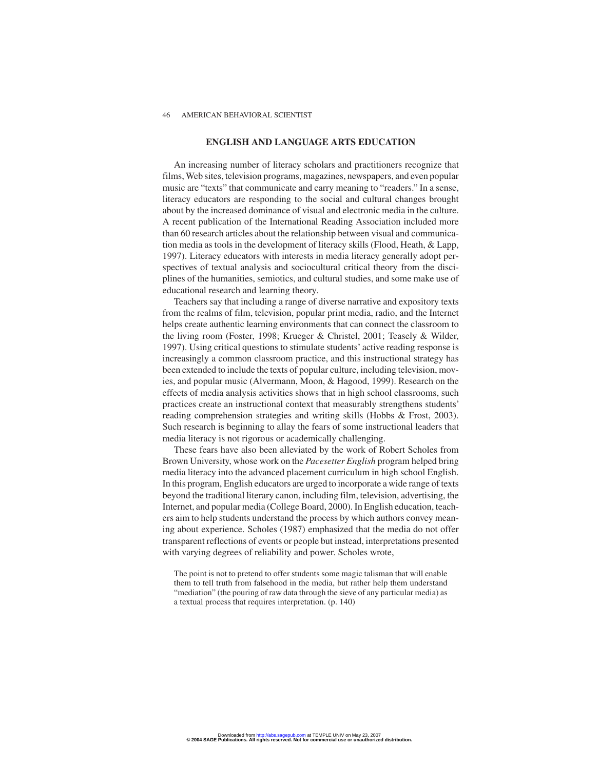## ENGLISH AND LANGUAGE ARTS EDUCATION

An increasing number of literacy scholars and practitioners recognize that films, Web sites, television programs, magazines, newspapers, and even popular music are "texts" that communicate and carry meaning to "readers." In a sense, literacy educators are responding to the social and cultural changes brought about by the increased dominance of visual and electronic media in the culture. A recent publication of the International Reading Association included more than 60 research articles about the relationship between visual and communication media as tools in the development of literacy skills (Flood, Heath, & Lapp, 1997). Literacy educators with interests in media literacy generally adopt perspectives of textual analysis and sociocultural critical theory from the disciplines of the humanities, semiotics, and cultural studies, and some make use of educational research and learning theory.

Teachers say that including a range of diverse narrative and expository texts from the realms of film, television, popular print media, radio, and the Internet helps create authentic learning environments that can connect the classroom to the living room (Foster, 1998; Krueger & Christel, 2001; Teasely & Wilder, 1997). Using critical questions to stimulate students' active reading response is increasingly a common classroom practice, and this instructional strategy has been extended to include the texts of popular culture, including television, movies, and popular music (Alvermann, Moon, & Hagood, 1999). Research on the effects of media analysis activities shows that in high school classrooms, such practices create an instructional context that measurably strengthens students' reading comprehension strategies and writing skills (Hobbs & Frost, 2003). Such research is beginning to allay the fears of some instructional leaders that media literacy is not rigorous or academically challenging.

These fears have also been alleviated by the work of Robert Scholes from Brown University, whose work on the *Pacesetter English* program helped bring media literacy into the advanced placement curriculum in high school English. In this program, English educators are urged to incorporate a wide range of texts beyond the traditional literary canon, including film, television, advertising, the Internet, and popular media (College Board, 2000). In English education, teachers aim to help students understand the process by which authors convey meaning about experience. Scholes (1987) emphasized that the media do not offer transparent reflections of events or people but instead, interpretations presented with varying degrees of reliability and power. Scholes wrote,

> The point is not to pretend to offer students some magic talisman that will enable them to tell truth from falsehood in the media, but rather help them understand "mediation" (the pouring of raw data through the sieve of any particular media) as a textual process that requires interpretation. (p. 140)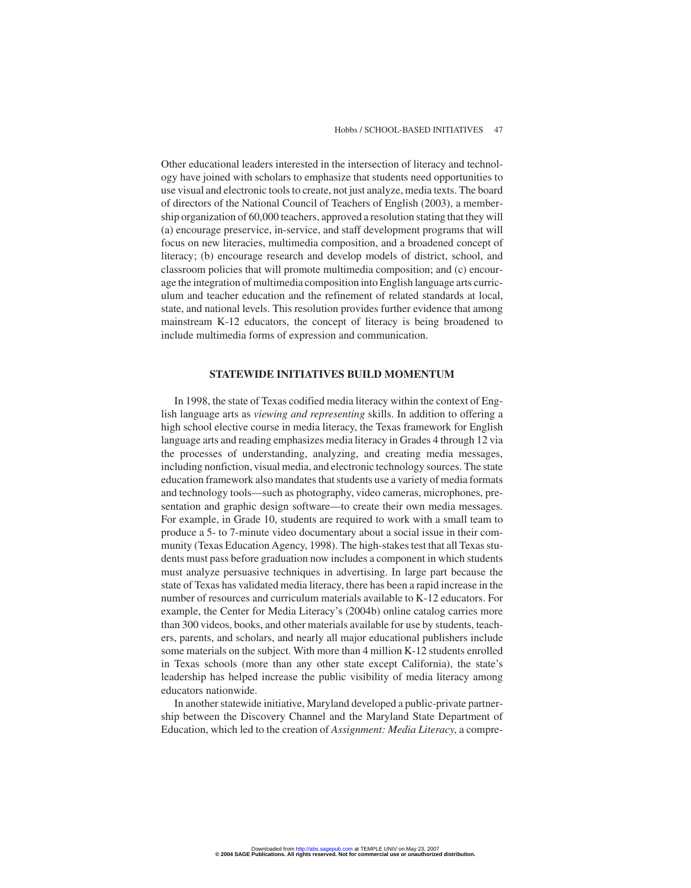Other educational leaders interested in the intersection of literacy and technology have joined with scholars to emphasize that students need opportunities to use visual and electronic tools to create, not just analyze, media texts. The board of directors of the National Council of Teachers of English (2003), a membership organization of 60,000 teachers, approved a resolution stating that they will (a) encourage preservice, in-service, and staff development programs that will focus on new literacies, multimedia composition, and a broadened concept of literacy; (b) encourage research and develop models of district, school, and classroom policies that will promote multimedia composition; and (c) encourage the integration of multimedia composition into English language arts curriculum and teacher education and the refinement of related standards at local, state, and national levels. This resolution provides further evidence that among mainstream K-12 educators, the concept of literacy is being broadened to include multimedia forms of expression and communication.

## STATEWIDE INITIATIVES BUILD MOMENTUM

In 1998, the state of Texas codified media literacy within the context of English language arts as *viewing and representing* skills. In addition to offering a high school elective course in media literacy, the Texas framework for English language arts and reading emphasizes media literacy in Grades 4 through 12 via the processes of understanding, analyzing, and creating media messages, including nonfiction, visual media, and electronic technology sources. The state education framework also mandates that students use a variety of media formats and technology tools—such as photography, video cameras, microphones, presentation and graphic design software—to create their own media messages. For example, in Grade 10, students are required to work with a small team to produce a 5- to 7-minute video documentary about a social issue in their community (Texas Education Agency, 1998). The high-stakes test that all Texas students must pass before graduation now includes a component in which students must analyze persuasive techniques in advertising. In large part because the state of Texas has validated media literacy, there has been a rapid increase in the number of resources and curriculum materials available to K-12 educators. For example, the Center for Media Literacy's (2004b) online catalog carries more than 300 videos, books, and other materials available for use by students, teachers, parents, and scholars, and nearly all major educational publishers include some materials on the subject. With more than 4 million K-12 students enrolled in Texas schools (more than any other state except California), the state's leadership has helped increase the public visibility of media literacy among educators nationwide.

In another statewide initiative, Maryland developed a public-private partnership between the Discovery Channel and the Maryland State Department of Education, which led to the creation of *Assignment: Media Literacy*, a compre-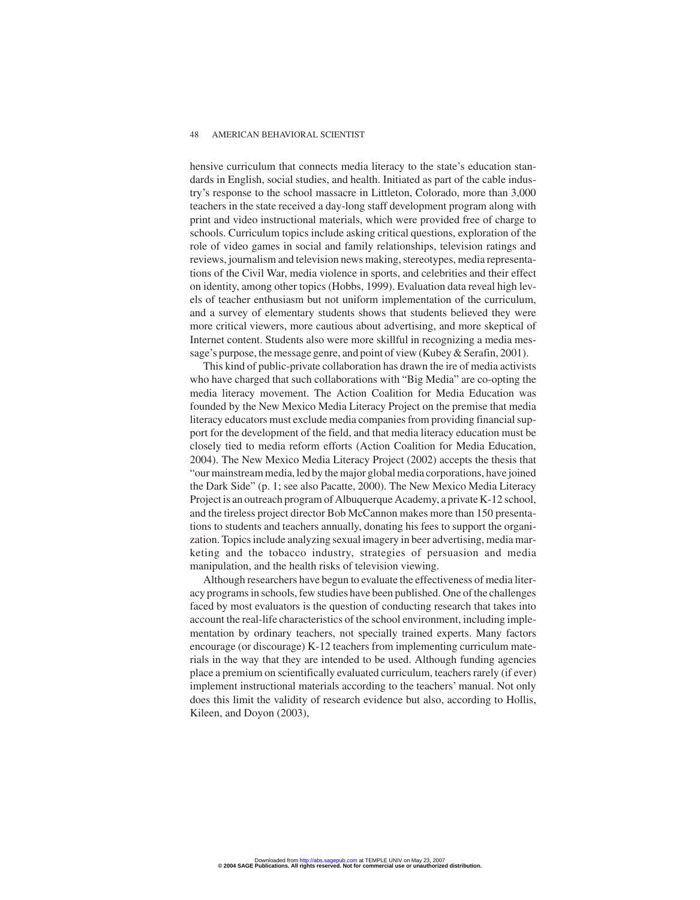hensive curriculum that connects media literacy to the state's education standards in English, social studies, and health. Initiated as part of the cable industry's response to the school massacre in Littleton, Colorado, more than 3,000 teachers in the state received a day-long staff development program along with print and video instructional materials, which were provided free of charge to schools. Curriculum topics include asking critical questions, exploration of the role of video games in social and family relationships, television ratings and reviews, journalism and television news making, stereotypes, media representations of the Civil War, media violence in sports, and celebrities and their effect on identity, among other topics (Hobbs, 1999). Evaluation data reveal high levels of teacher enthusiasm but not uniform implementation of the curriculum, and a survey of elementary students shows that students believed they were more critical viewers, more cautious about advertising, and more skeptical of Internet content. Students also were more skillful in recognizing a media message's purpose, the message genre, and point of view (Kubey & Serafin, 2001).

This kind of public-private collaboration has drawn the ire of media activists who have charged that such collaborations with "Big Media" are co-opting the media literacy movement. The Action Coalition for Media Education was founded by the New Mexico Media Literacy Project on the premise that media literacy educators must exclude media companies from providing financial support for the development of the field, and that media literacy education must be closely tied to media reform efforts (Action Coalition for Media Education, 2004). The New Mexico Media Literacy Project (2002) accepts the thesis that "our mainstream media, led by the major global media corporations, have joined the Dark Side" (p. 1; see also Pacatte, 2000). The New Mexico Media Literacy Project is an outreach program of Albuquerque Academy, a private K-12 school, and the tireless project director Bob McCannon makes more than 150 presentations to students and teachers annually, donating his fees to support the organization. Topics include analyzing sexual imagery in beer advertising, media marketing and the tobacco industry, strategies of persuasion and media manipulation, and the health risks of television viewing.

Although researchers have begun to evaluate the effectiveness of media literacy programs in schools, few studies have been published. One of the challenges faced by most evaluators is the question of conducting research that takes into account the real-life characteristics of the school environment, including implementation by ordinary teachers, not specially trained experts. Many factors encourage (or discourage) K-12 teachers from implementing curriculum materials in the way that they are intended to be used. Although funding agencies place a premium on scientifically evaluated curriculum, teachers rarely (if ever) implement instructional materials according to the teachers' manual. Not only does this limit the validity of research evidence but also, according to Hollis, Kileen, and Doyon (2003),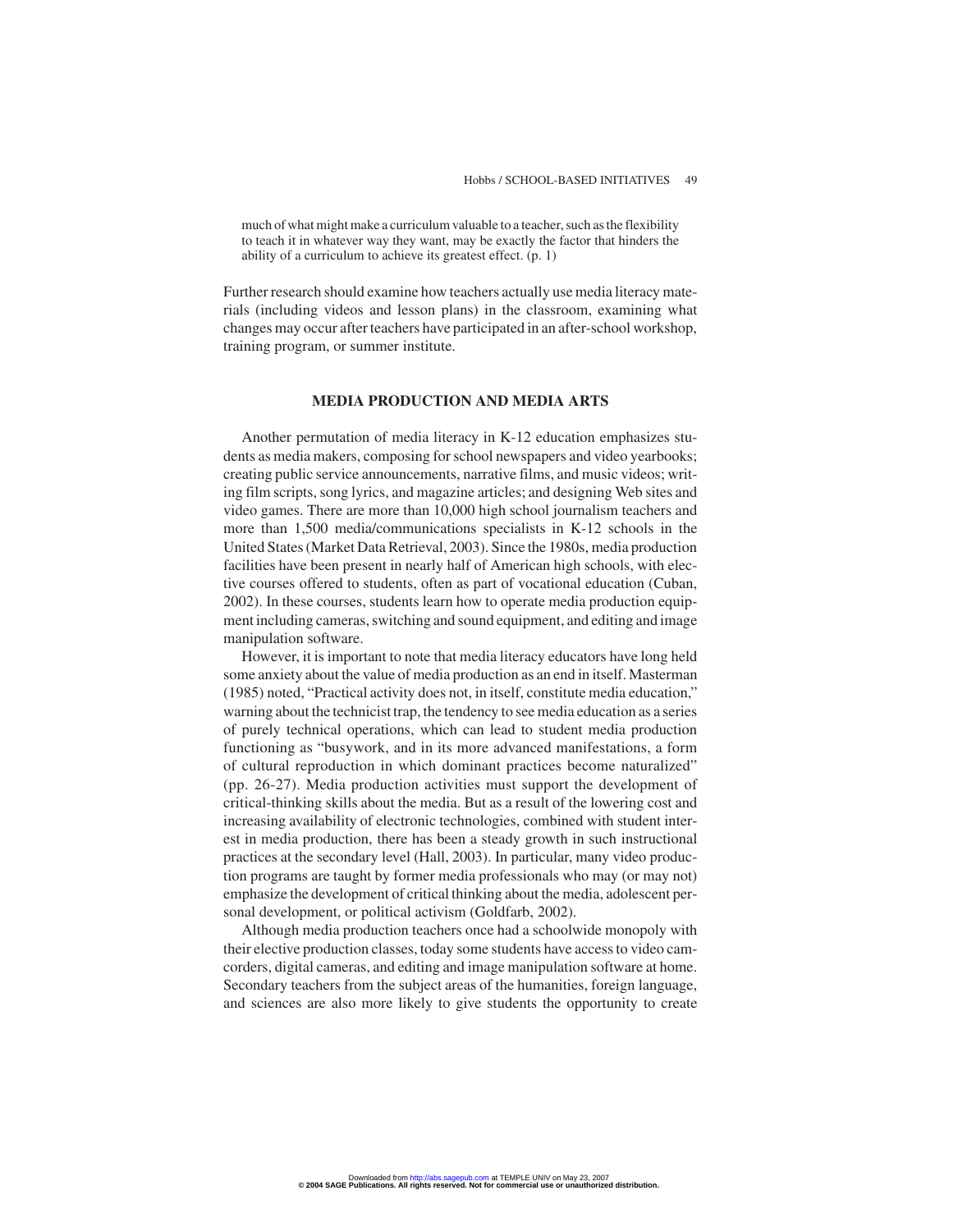> much of what might make a curriculum valuable to a teacher, such as the flexibility to teach it in whatever way they want, may be exactly the factor that hinders the ability of a curriculum to achieve its greatest effect. (p. 1)

Further research should examine how teachers actually use media literacy materials (including videos and lesson plans) in the classroom, examining what changes may occur after teachers have participated in an after-school workshop, training program, or summer institute.

## MEDIA PRODUCTION AND MEDIA ARTS

Another permutation of media literacy in K-12 education emphasizes students as media makers, composing for school newspapers and video yearbooks; creating public service announcements, narrative films, and music videos; writing film scripts, song lyrics, and magazine articles; and designing Web sites and video games. There are more than 10,000 high school journalism teachers and more than 1,500 media/communications specialists in K-12 schools in the United States (Market Data Retrieval, 2003). Since the 1980s, media production facilities have been present in nearly half of American high schools, with elective courses offered to students, often as part of vocational education (Cuban, 2002). In these courses, students learn how to operate media production equipment including cameras, switching and sound equipment, and editing and image manipulation software.

However, it is important to note that media literacy educators have long held some anxiety about the value of media production as an end in itself. Masterman (1985) noted, "Practical activity does not, in itself, constitute media education," warning about the technicist trap, the tendency to see media education as a series of purely technical operations, which can lead to student media production functioning as "busywork, and in its more advanced manifestations, a form of cultural reproduction in which dominant practices become naturalized" (pp. 26-27). Media production activities must support the development of critical-thinking skills about the media. But as a result of the lowering cost and increasing availability of electronic technologies, combined with student interest in media production, there has been a steady growth in such instructional practices at the secondary level (Hall, 2003). In particular, many video production programs are taught by former media professionals who may (or may not) emphasize the development of critical thinking about the media, adolescent personal development, or political activism (Goldfarb, 2002).

Although media production teachers once had a schoolwide monopoly with their elective production classes, today some students have access to video camcorders, digital cameras, and editing and image manipulation software at home. Secondary teachers from the subject areas of the humanities, foreign language, and sciences are also more likely to give students the opportunity to create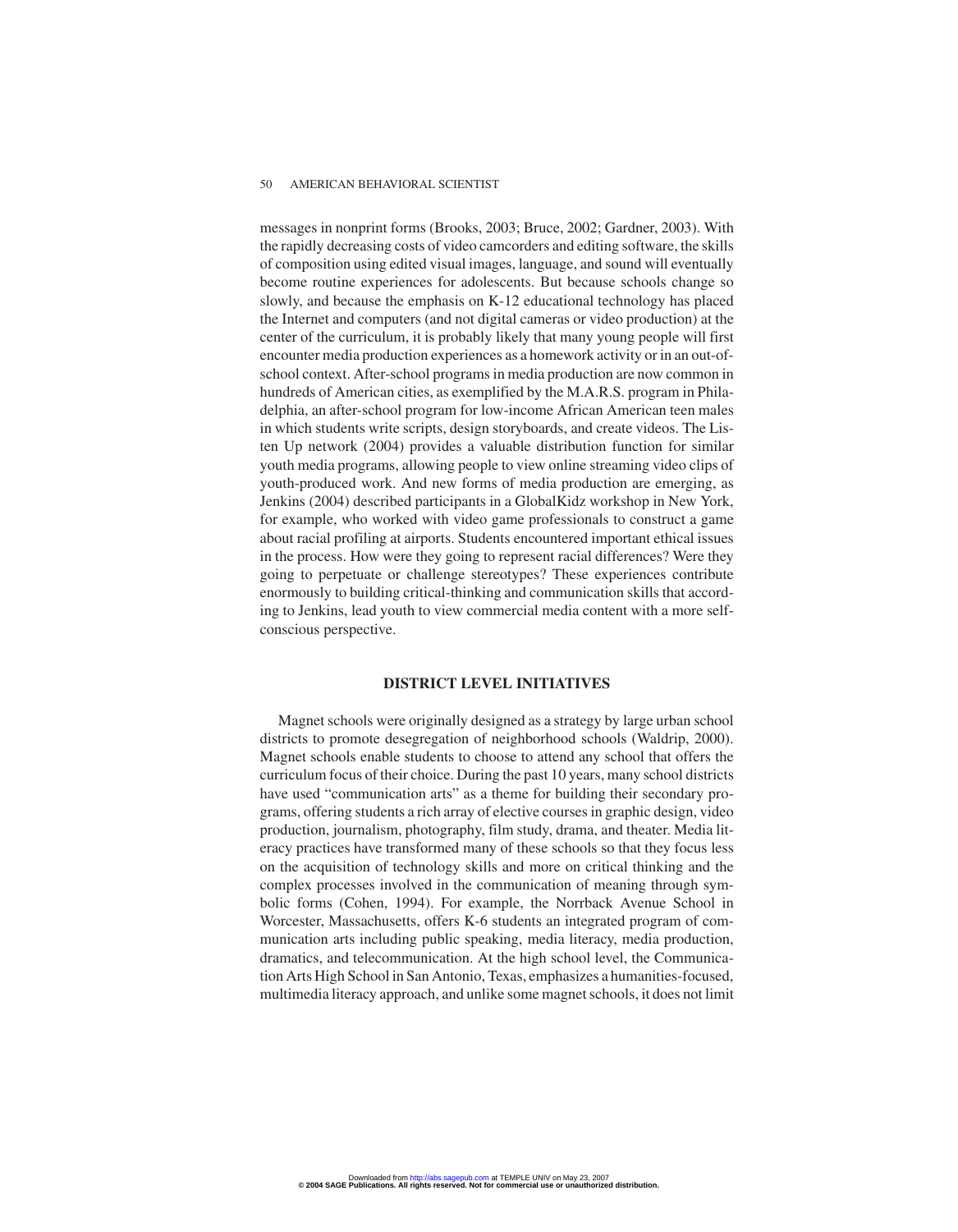messages in nonprint forms (Brooks, 2003; Bruce, 2002; Gardner, 2003). With the rapidly decreasing costs of video camcorders and editing software, the skills of composition using edited visual images, language, and sound will eventually become routine experiences for adolescents. But because schools change so slowly, and because the emphasis on K-12 educational technology has placed the Internet and computers (and not digital cameras or video production) at the center of the curriculum, it is probably likely that many young people will first encounter media production experiences as a homework activity or in an out-of-school context. After-school programs in media production are now common in hundreds of American cities, as exemplified by the M.A.R.S. program in Philadelphia, an after-school program for low-income African American teen males in which students write scripts, design storyboards, and create videos. The Listen Up network (2004) provides a valuable distribution function for similar youth media programs, allowing people to view online streaming video clips of youth-produced work. And new forms of media production are emerging, as Jenkins (2004) described participants in a GlobalKidz workshop in New York, for example, who worked with video game professionals to construct a game about racial profiling at airports. Students encountered important ethical issues in the process. How were they going to represent racial differences? Were they going to perpetuate or challenge stereotypes? These experiences contribute enormously to building critical-thinking and communication skills that according to Jenkins, lead youth to view commercial media content with a more self-conscious perspective.

## DISTRICT LEVEL INITIATIVES

Magnet schools were originally designed as a strategy by large urban school districts to promote desegregation of neighborhood schools (Waldrip, 2000). Magnet schools enable students to choose to attend any school that offers the curriculum focus of their choice. During the past 10 years, many school districts have used "communication arts" as a theme for building their secondary programs, offering students a rich array of elective courses in graphic design, video production, journalism, photography, film study, drama, and theater. Media literacy practices have transformed many of these schools so that they focus less on the acquisition of technology skills and more on critical thinking and the complex processes involved in the communication of meaning through symbolic forms (Cohen, 1994). For example, the Norrback Avenue School in Worcester, Massachusetts, offers K-6 students an integrated program of communication arts including public speaking, media literacy, media production, dramatics, and telecommunication. At the high school level, the Communication Arts High School in San Antonio, Texas, emphasizes a humanities-focused, multimedia literacy approach, and unlike some magnet schools, it does not limit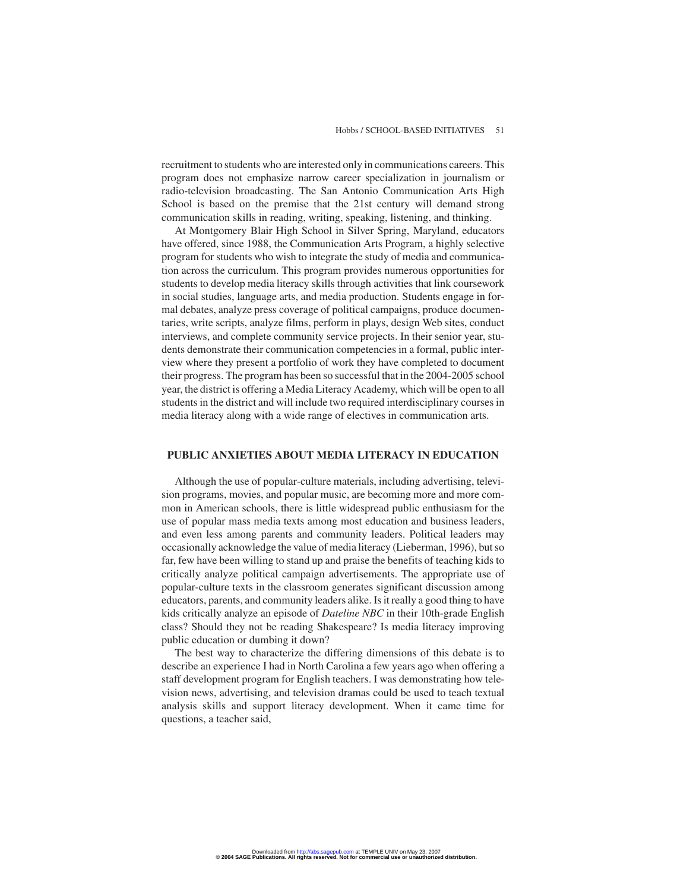recruitment to students who are interested only in communications careers. This program does not emphasize narrow career specialization in journalism or radio-television broadcasting. The San Antonio Communication Arts High School is based on the premise that the 21st century will demand strong communication skills in reading, writing, speaking, listening, and thinking.

At Montgomery Blair High School in Silver Spring, Maryland, educators have offered, since 1988, the Communication Arts Program, a highly selective program for students who wish to integrate the study of media and communication across the curriculum. This program provides numerous opportunities for students to develop media literacy skills through activities that link coursework in social studies, language arts, and media production. Students engage in formal debates, analyze press coverage of political campaigns, produce documentaries, write scripts, analyze films, perform in plays, design Web sites, conduct interviews, and complete community service projects. In their senior year, students demonstrate their communication competencies in a formal, public interview where they present a portfolio of work they have completed to document their progress. The program has been so successful that in the 2004-2005 school year, the district is offering a Media Literacy Academy, which will be open to all students in the district and will include two required interdisciplinary courses in media literacy along with a wide range of electives in communication arts.

## PUBLIC ANXIETIES ABOUT MEDIA LITERACY IN EDUCATION

Although the use of popular-culture materials, including advertising, television programs, movies, and popular music, are becoming more and more common in American schools, there is little widespread public enthusiasm for the use of popular mass media texts among most education and business leaders, and even less among parents and community leaders. Political leaders may occasionally acknowledge the value of media literacy (Lieberman, 1996), but so far, few have been willing to stand up and praise the benefits of teaching kids to critically analyze political campaign advertisements. The appropriate use of popular-culture texts in the classroom generates significant discussion among educators, parents, and community leaders alike. Is it really a good thing to have kids critically analyze an episode of *Dateline NBC* in their 10th-grade English class? Should they not be reading Shakespeare? Is media literacy improving public education or dumbing it down?

The best way to characterize the differing dimensions of this debate is to describe an experience I had in North Carolina a few years ago when offering a staff development program for English teachers. I was demonstrating how television news, advertising, and television dramas could be used to teach textual analysis skills and support literacy development. When it came time for questions, a teacher said,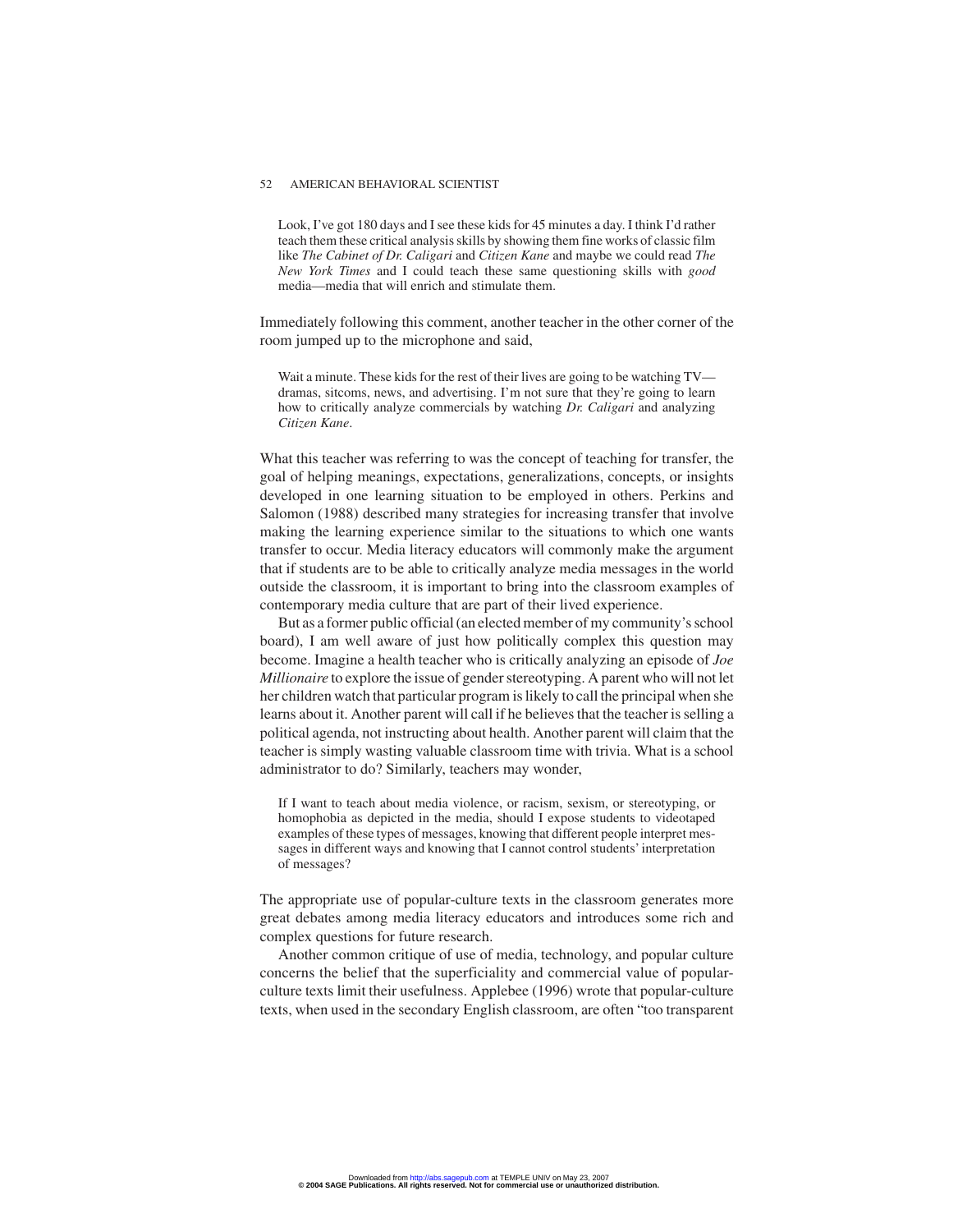> Look, I've got 180 days and I see these kids for 45 minutes a day. I think I'd rather teach them these critical analysis skills by showing them fine works of classic film like *The Cabinet of Dr. Caligari* and *Citizen Kane* and maybe we could read *The New York Times* and I could teach these same questioning skills with *good* media—media that will enrich and stimulate them.

Immediately following this comment, another teacher in the other corner of the room jumped up to the microphone and said,

> Wait a minute. These kids for the rest of their lives are going to be watching TV—dramas, sitcoms, news, and advertising. I'm not sure that they're going to learn how to critically analyze commercials by watching *Dr. Caligari* and analyzing *Citizen Kane*.

What this teacher was referring to was the concept of teaching for transfer, the goal of helping meanings, expectations, generalizations, concepts, or insights developed in one learning situation to be employed in others. Perkins and Salomon (1988) described many strategies for increasing transfer that involve making the learning experience similar to the situations to which one wants transfer to occur. Media literacy educators will commonly make the argument that if students are to be able to critically analyze media messages in the world outside the classroom, it is important to bring into the classroom examples of contemporary media culture that are part of their lived experience.

But as a former public official (an elected member of my community's school board), I am well aware of just how politically complex this question may become. Imagine a health teacher who is critically analyzing an episode of *Joe Millionaire* to explore the issue of gender stereotyping. A parent who will not let her children watch that particular program is likely to call the principal when she learns about it. Another parent will call if he believes that the teacher is selling a political agenda, not instructing about health. Another parent will claim that the teacher is simply wasting valuable classroom time with trivia. What is a school administrator to do? Similarly, teachers may wonder,

> If I want to teach about media violence, or racism, sexism, or stereotyping, or homophobia as depicted in the media, should I expose students to videotaped examples of these types of messages, knowing that different people interpret messages in different ways and knowing that I cannot control students' interpretation of messages?

The appropriate use of popular-culture texts in the classroom generates more great debates among media literacy educators and introduces some rich and complex questions for future research.

Another common critique of use of media, technology, and popular culture concerns the belief that the superficiality and commercial value of popular-culture texts limit their usefulness. Applebee (1996) wrote that popular-culture texts, when used in the secondary English classroom, are often "too transparent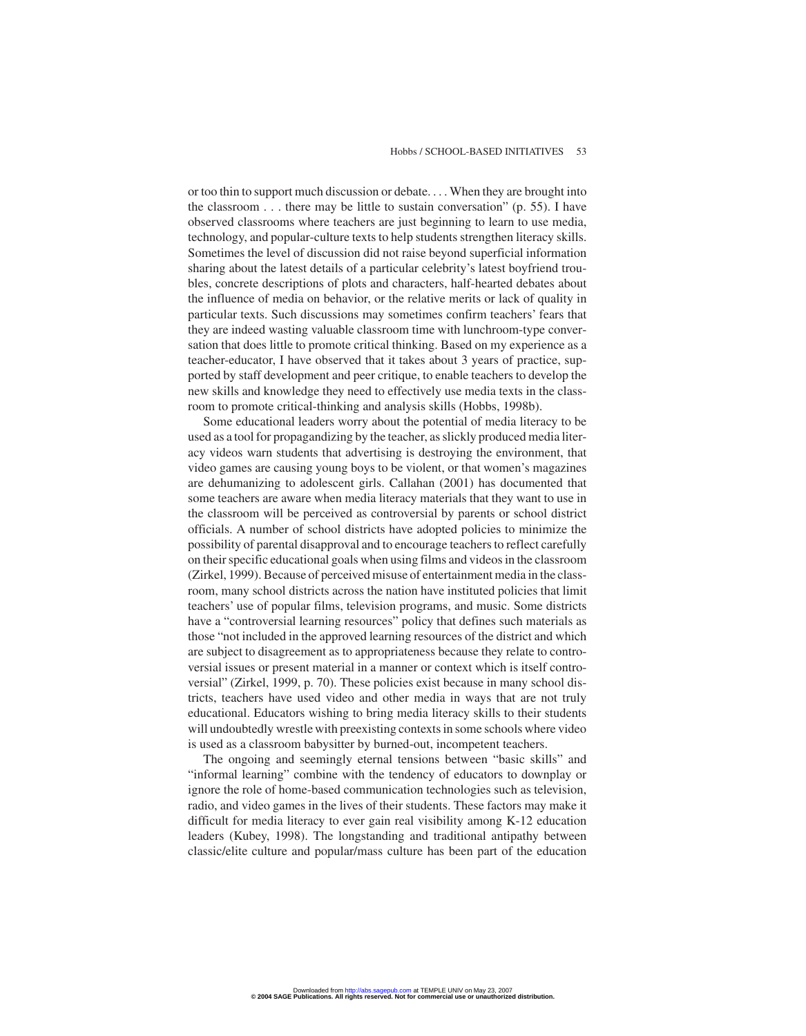or too thin to support much discussion or debate. . . . When they are brought into the classroom . . . there may be little to sustain conversation" (p. 55). I have observed classrooms where teachers are just beginning to learn to use media, technology, and popular-culture texts to help students strengthen literacy skills. Sometimes the level of discussion did not raise beyond superficial information sharing about the latest details of a particular celebrity's latest boyfriend troubles, concrete descriptions of plots and characters, half-hearted debates about the influence of media on behavior, or the relative merits or lack of quality in particular texts. Such discussions may sometimes confirm teachers' fears that they are indeed wasting valuable classroom time with lunchroom-type conversation that does little to promote critical thinking. Based on my experience as a teacher-educator, I have observed that it takes about 3 years of practice, supported by staff development and peer critique, to enable teachers to develop the new skills and knowledge they need to effectively use media texts in the classroom to promote critical-thinking and analysis skills (Hobbs, 1998b).

Some educational leaders worry about the potential of media literacy to be used as a tool for propagandizing by the teacher, as slickly produced media literacy videos warn students that advertising is destroying the environment, that video games are causing young boys to be violent, or that women's magazines are dehumanizing to adolescent girls. Callahan (2001) has documented that some teachers are aware when media literacy materials that they want to use in the classroom will be perceived as controversial by parents or school district officials. A number of school districts have adopted policies to minimize the possibility of parental disapproval and to encourage teachers to reflect carefully on their specific educational goals when using films and videos in the classroom (Zirkel, 1999). Because of perceived misuse of entertainment media in the classroom, many school districts across the nation have instituted policies that limit teachers' use of popular films, television programs, and music. Some districts have a "controversial learning resources" policy that defines such materials as those "not included in the approved learning resources of the district and which are subject to disagreement as to appropriateness because they relate to controversial issues or present material in a manner or context which is itself controversial" (Zirkel, 1999, p. 70). These policies exist because in many school districts, teachers have used video and other media in ways that are not truly educational. Educators wishing to bring media literacy skills to their students will undoubtedly wrestle with preexisting contexts in some schools where video is used as a classroom babysitter by burned-out, incompetent teachers.

The ongoing and seemingly eternal tensions between "basic skills" and "informal learning" combine with the tendency of educators to downplay or ignore the role of home-based communication technologies such as television, radio, and video games in the lives of their students. These factors may make it difficult for media literacy to ever gain real visibility among K-12 education leaders (Kubey, 1998). The longstanding and traditional antipathy between classic/elite culture and popular/mass culture has been part of the education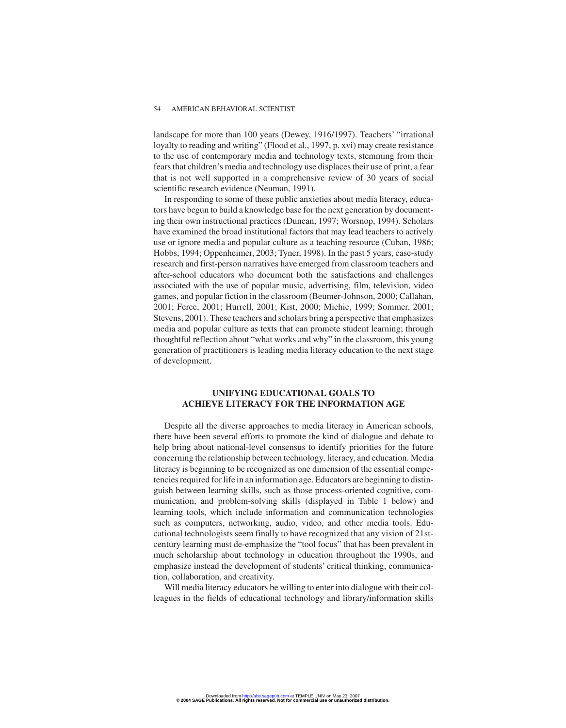landscape for more than 100 years (Dewey, 1916/1997). Teachers' "irrational loyalty to reading and writing" (Flood et al., 1997, p. xvi) may create resistance to the use of contemporary media and technology texts, stemming from their fears that children's media and technology use displaces their use of print, a fear that is not well supported in a comprehensive review of 30 years of social scientific research evidence (Neuman, 1991).

In responding to some of these public anxieties about media literacy, educators have begun to build a knowledge base for the next generation by documenting their own instructional practices (Duncan, 1997; Worsnop, 1994). Scholars have examined the broad institutional factors that may lead teachers to actively use or ignore media and popular culture as a teaching resource (Cuban, 1986; Hobbs, 1994; Oppenheimer, 2003; Tyner, 1998). In the past 5 years, case-study research and first-person narratives have emerged from classroom teachers and after-school educators who document both the satisfactions and challenges associated with the use of popular music, advertising, film, television, video games, and popular fiction in the classroom (Beumer-Johnson, 2000; Callahan, 2001; Feree, 2001; Hurrell, 2001; Kist, 2000; Michie, 1999; Sommer, 2001; Stevens, 2001). These teachers and scholars bring a perspective that emphasizes media and popular culture as texts that can promote student learning; through thoughtful reflection about "what works and why" in the classroom, this young generation of practitioners is leading media literacy education to the next stage of development.

## UNIFYING EDUCATIONAL GOALS TO ACHIEVE LITERACY FOR THE INFORMATION AGE

Despite all the diverse approaches to media literacy in American schools, there have been several efforts to promote the kind of dialogue and debate to help bring about national-level consensus to identify priorities for the future concerning the relationship between technology, literacy, and education. Media literacy is beginning to be recognized as one dimension of the essential competencies required for life in an information age. Educators are beginning to distinguish between learning skills, such as those process-oriented cognitive, communication, and problem-solving skills (displayed in Table 1 below) and learning tools, which include information and communication technologies such as computers, networking, audio, video, and other media tools. Educational technologists seem finally to have recognized that any vision of 21st-century learning must de-emphasize the "tool focus" that has been prevalent in much scholarship about technology in education throughout the 1990s, and emphasize instead the development of students' critical thinking, communication, collaboration, and creativity.

Will media literacy educators be willing to enter into dialogue with their colleagues in the fields of educational technology and library/information skills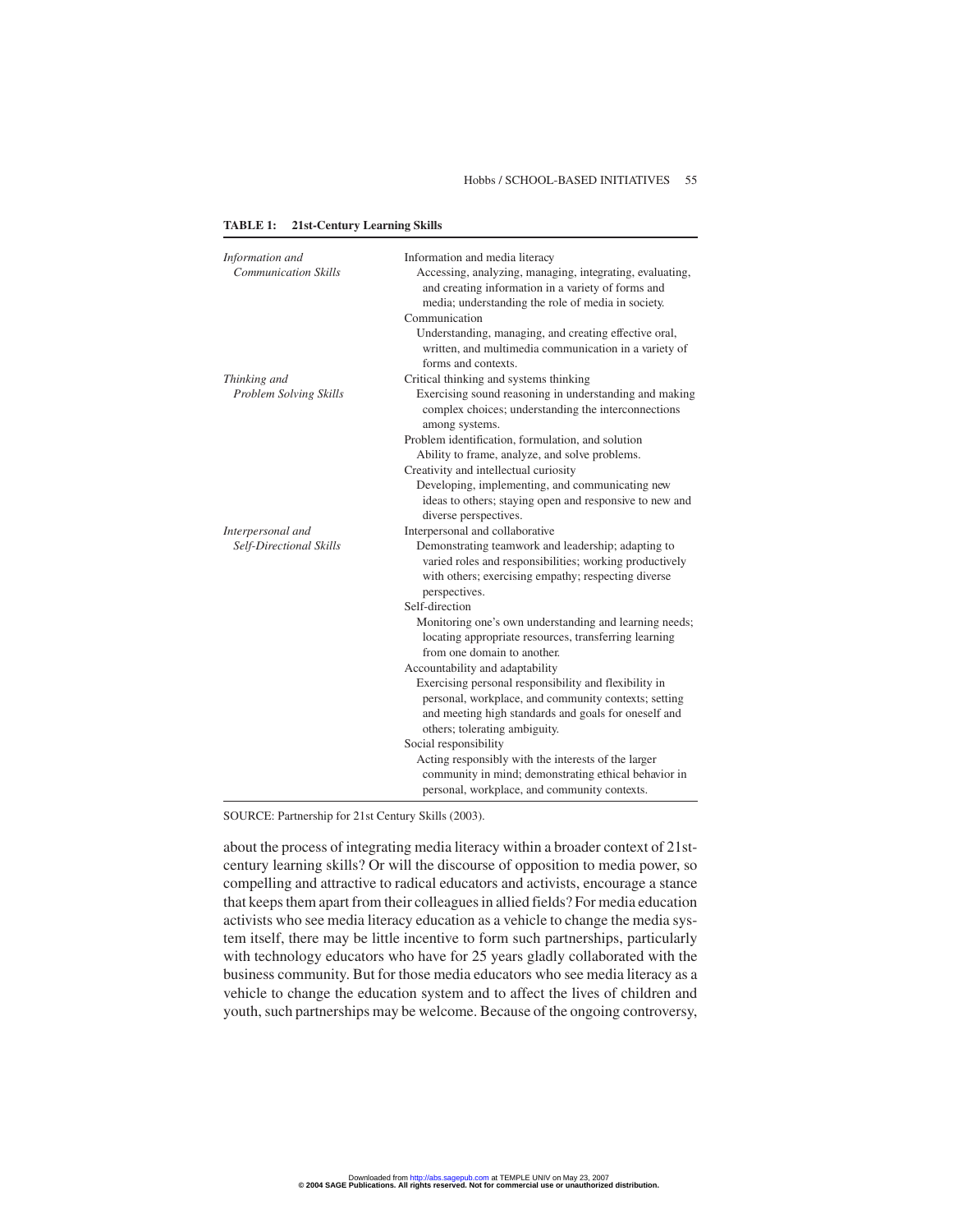**TABLE 1: 21st-Century Learning Skills**

| | |
|---|---|
| *Information and Communication Skills* | Information and media literacy<br>Accessing, analyzing, managing, integrating, evaluating, and creating information in a variety of forms and media; understanding the role of media in society.<br>Communication<br>Understanding, managing, and creating effective oral, written, and multimedia communication in a variety of forms and contexts. |
| *Thinking and Problem Solving Skills* | Critical thinking and systems thinking<br>Exercising sound reasoning in understanding and making complex choices; understanding the interconnections among systems.<br>Problem identification, formulation, and solution<br>Ability to frame, analyze, and solve problems.<br>Creativity and intellectual curiosity<br>Developing, implementing, and communicating new ideas to others; staying open and responsive to new and diverse perspectives. |
| *Interpersonal and Self-Directional Skills* | Interpersonal and collaborative<br>Demonstrating teamwork and leadership; adapting to varied roles and responsibilities; working productively with others; exercising empathy; respecting diverse perspectives.<br>Self-direction<br>Monitoring one's own understanding and learning needs; locating appropriate resources, transferring learning from one domain to another.<br>Accountability and adaptability<br>Exercising personal responsibility and flexibility in personal, workplace, and community contexts; setting and meeting high standards and goals for oneself and others; tolerating ambiguity.<br>Social responsibility<br>Acting responsibly with the interests of the larger community in mind; demonstrating ethical behavior in personal, workplace, and community contexts. |

SOURCE: Partnership for 21st Century Skills (2003).

about the process of integrating media literacy within a broader context of 21st-century learning skills? Or will the discourse of opposition to media power, so compelling and attractive to radical educators and activists, encourage a stance that keeps them apart from their colleagues in allied fields? For media education activists who see media literacy education as a vehicle to change the media system itself, there may be little incentive to form such partnerships, particularly with technology educators who have for 25 years gladly collaborated with the business community. But for those media educators who see media literacy as a vehicle to change the education system and to affect the lives of children and youth, such partnerships may be welcome. Because of the ongoing controversy,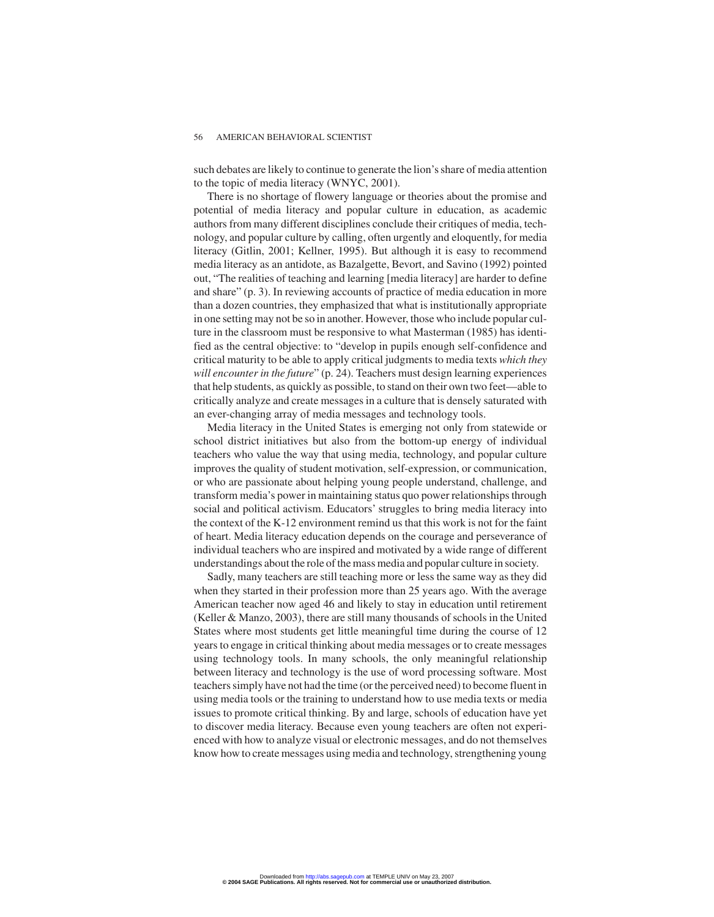such debates are likely to continue to generate the lion's share of media attention to the topic of media literacy (WNYC, 2001).

There is no shortage of flowery language or theories about the promise and potential of media literacy and popular culture in education, as academic authors from many different disciplines conclude their critiques of media, technology, and popular culture by calling, often urgently and eloquently, for media literacy (Gitlin, 2001; Kellner, 1995). But although it is easy to recommend media literacy as an antidote, as Bazalgette, Bevort, and Savino (1992) pointed out, "The realities of teaching and learning [media literacy] are harder to define and share" (p. 3). In reviewing accounts of practice of media education in more than a dozen countries, they emphasized that what is institutionally appropriate in one setting may not be so in another. However, those who include popular culture in the classroom must be responsive to what Masterman (1985) has identified as the central objective: to "develop in pupils enough self-confidence and critical maturity to be able to apply critical judgments to media texts *which they will encounter in the future*" (p. 24). Teachers must design learning experiences that help students, as quickly as possible, to stand on their own two feet—able to critically analyze and create messages in a culture that is densely saturated with an ever-changing array of media messages and technology tools.

Media literacy in the United States is emerging not only from statewide or school district initiatives but also from the bottom-up energy of individual teachers who value the way that using media, technology, and popular culture improves the quality of student motivation, self-expression, or communication, or who are passionate about helping young people understand, challenge, and transform media's power in maintaining status quo power relationships through social and political activism. Educators' struggles to bring media literacy into the context of the K-12 environment remind us that this work is not for the faint of heart. Media literacy education depends on the courage and perseverance of individual teachers who are inspired and motivated by a wide range of different understandings about the role of the mass media and popular culture in society.

Sadly, many teachers are still teaching more or less the same way as they did when they started in their profession more than 25 years ago. With the average American teacher now aged 46 and likely to stay in education until retirement (Keller & Manzo, 2003), there are still many thousands of schools in the United States where most students get little meaningful time during the course of 12 years to engage in critical thinking about media messages or to create messages using technology tools. In many schools, the only meaningful relationship between literacy and technology is the use of word processing software. Most teachers simply have not had the time (or the perceived need) to become fluent in using media tools or the training to understand how to use media texts or media issues to promote critical thinking. By and large, schools of education have yet to discover media literacy. Because even young teachers are often not experienced with how to analyze visual or electronic messages, and do not themselves know how to create messages using media and technology, strengthening young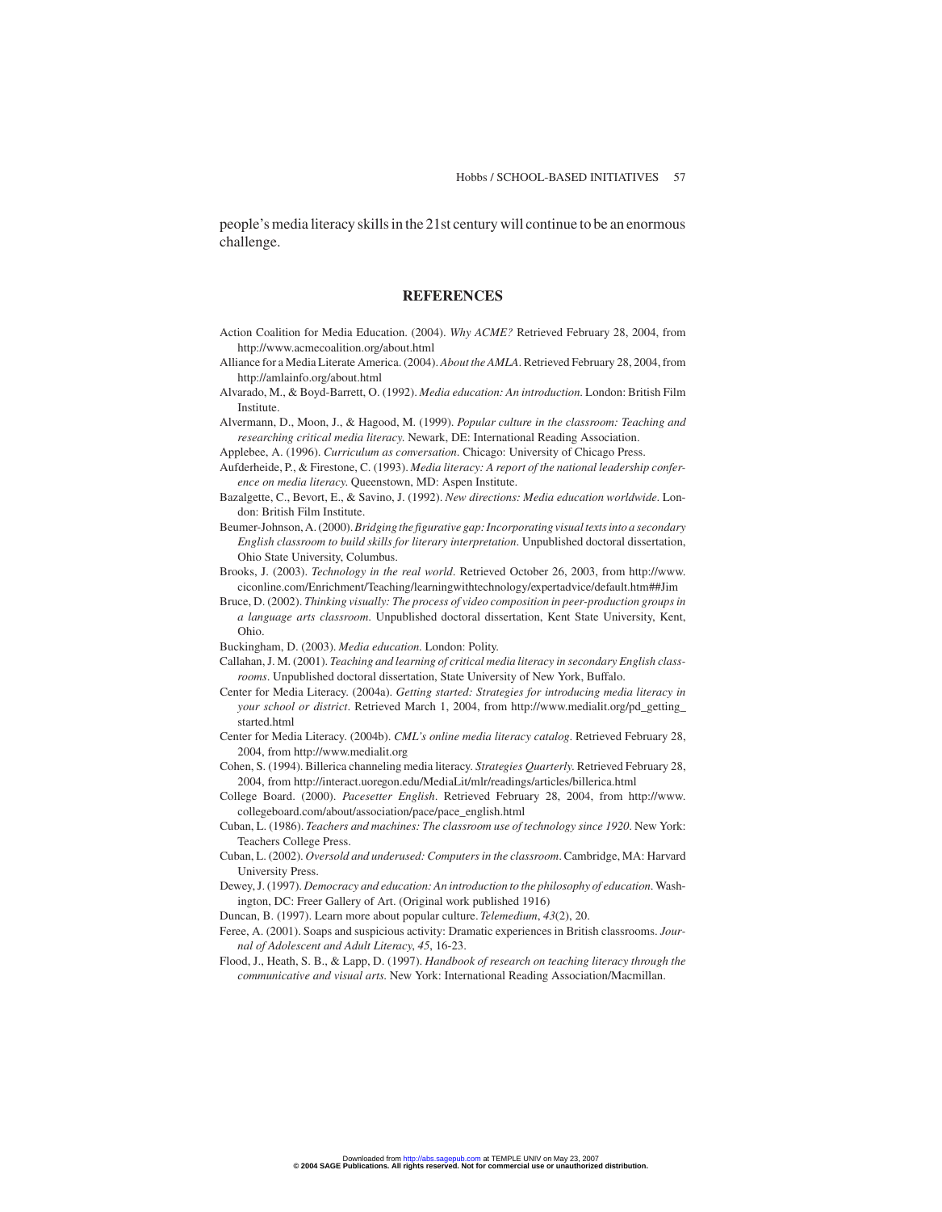people's media literacy skills in the 21st century will continue to be an enormous challenge.

## REFERENCES

Action Coalition for Media Education. (2004). *Why ACME?* Retrieved February 28, 2004, from http://www.acmecoalition.org/about.html

Alliance for a Media Literate America. (2004). *About the AMLA*. Retrieved February 28, 2004, from http://amlainfo.org/about.html

Alvarado, M., & Boyd-Barrett, O. (1992). *Media education: An introduction*. London: British Film Institute.

Alvermann, D., Moon, J., & Hagood, M. (1999). *Popular culture in the classroom: Teaching and researching critical media literacy*. Newark, DE: International Reading Association.

Applebee, A. (1996). *Curriculum as conversation*. Chicago: University of Chicago Press.

Aufderheide, P., & Firestone, C. (1993). *Media literacy: A report of the national leadership conference on media literacy*. Queenstown, MD: Aspen Institute.

Bazalgette, C., Bevort, E., & Savino, J. (1992). *New directions: Media education worldwide*. London: British Film Institute.

Beumer-Johnson, A. (2000). *Bridging the figurative gap: Incorporating visual texts into a secondary English classroom to build skills for literary interpretation*. Unpublished doctoral dissertation, Ohio State University, Columbus.

Brooks, J. (2003). *Technology in the real world*. Retrieved October 26, 2003, from http://www.ciconline.com/Enrichment/Teaching/learningwithtechnology/expertadvice/default.htm##Jim

Bruce, D. (2002). *Thinking visually: The process of video composition in peer-production groups in a language arts classroom*. Unpublished doctoral dissertation, Kent State University, Kent, Ohio.

Buckingham, D. (2003). *Media education*. London: Polity.

Callahan, J. M. (2001). *Teaching and learning of critical media literacy in secondary English classrooms*. Unpublished doctoral dissertation, State University of New York, Buffalo.

Center for Media Literacy. (2004a). *Getting started: Strategies for introducing media literacy in your school or district*. Retrieved March 1, 2004, from http://www.medialit.org/pd_getting_started.html

Center for Media Literacy. (2004b). *CML's online media literacy catalog*. Retrieved February 28, 2004, from http://www.medialit.org

Cohen, S. (1994). Billerica channeling media literacy. *Strategies Quarterly*. Retrieved February 28, 2004, from http://interact.uoregon.edu/MediaLit/mlr/readings/articles/billerica.html

College Board. (2000). *Pacesetter English*. Retrieved February 28, 2004, from http://www.collegeboard.com/about/association/pace/pace_english.html

Cuban, L. (1986). *Teachers and machines: The classroom use of technology since 1920*. New York: Teachers College Press.

Cuban, L. (2002). *Oversold and underused: Computers in the classroom*. Cambridge, MA: Harvard University Press.

Dewey, J. (1997). *Democracy and education: An introduction to the philosophy of education*. Washington, DC: Freer Gallery of Art. (Original work published 1916)

Duncan, B. (1997). Learn more about popular culture. *Telemedium*, *43*(2), 20.

Feree, A. (2001). Soaps and suspicious activity: Dramatic experiences in British classrooms. *Journal of Adolescent and Adult Literacy*, *45*, 16-23.

Flood, J., Heath, S. B., & Lapp, D. (1997). *Handbook of research on teaching literacy through the communicative and visual arts*. New York: International Reading Association/Macmillan.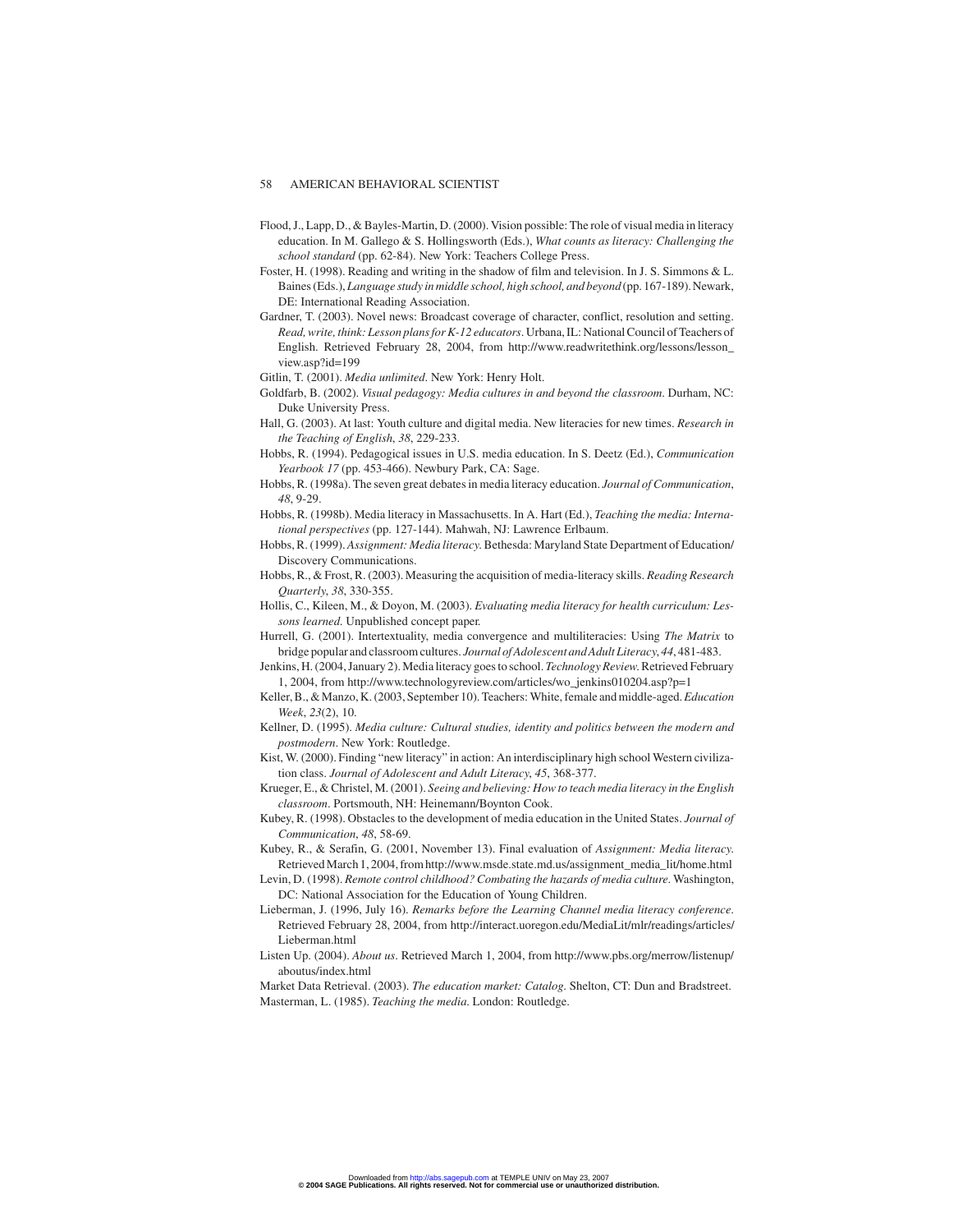Flood, J., Lapp, D., & Bayles-Martin, D. (2000). Vision possible: The role of visual media in literacy education. In M. Gallego & S. Hollingsworth (Eds.), *What counts as literacy: Challenging the school standard* (pp. 62-84). New York: Teachers College Press.

Foster, H. (1998). Reading and writing in the shadow of film and television. In J. S. Simmons & L. Baines (Eds.), *Language study in middle school, high school, and beyond* (pp. 167-189). Newark, DE: International Reading Association.

Gardner, T. (2003). Novel news: Broadcast coverage of character, conflict, resolution and setting. *Read, write, think: Lesson plans for K-12 educators*. Urbana, IL: National Council of Teachers of English. Retrieved February 28, 2004, from http://www.readwritethink.org/lessons/lesson_view.asp?id=199

Gitlin, T. (2001). *Media unlimited*. New York: Henry Holt.

Goldfarb, B. (2002). *Visual pedagogy: Media cultures in and beyond the classroom*. Durham, NC: Duke University Press.

Hall, G. (2003). At last: Youth culture and digital media. New literacies for new times. *Research in the Teaching of English*, *38*, 229-233.

Hobbs, R. (1994). Pedagogical issues in U.S. media education. In S. Deetz (Ed.), *Communication Yearbook 17* (pp. 453-466). Newbury Park, CA: Sage.

Hobbs, R. (1998a). The seven great debates in media literacy education. *Journal of Communication*, *48*, 9-29.

Hobbs, R. (1998b). Media literacy in Massachusetts. In A. Hart (Ed.), *Teaching the media: International perspectives* (pp. 127-144). Mahwah, NJ: Lawrence Erlbaum.

Hobbs, R. (1999). *Assignment: Media literacy*. Bethesda: Maryland State Department of Education/Discovery Communications.

Hobbs, R., & Frost, R. (2003). Measuring the acquisition of media-literacy skills. *Reading Research Quarterly*, *38*, 330-355.

Hollis, C., Kileen, M., & Doyon, M. (2003). *Evaluating media literacy for health curriculum: Lessons learned*. Unpublished concept paper.

Hurrell, G. (2001). Intertextuality, media convergence and multiliteracies: Using *The Matrix* to bridge popular and classroom cultures. *Journal of Adolescent and Adult Literacy*, *44*, 481-483.

Jenkins, H. (2004, January 2). Media literacy goes to school. *Technology Review*. Retrieved February 1, 2004, from http://www.technologyreview.com/articles/wo_jenkins010204.asp?p=1

Keller, B., & Manzo, K. (2003, September 10). Teachers: White, female and middle-aged. *Education Week*, *23*(2), 10.

Kellner, D. (1995). *Media culture: Cultural studies, identity and politics between the modern and postmodern*. New York: Routledge.

Kist, W. (2000). Finding "new literacy" in action: An interdisciplinary high school Western civilization class. *Journal of Adolescent and Adult Literacy*, *45*, 368-377.

Krueger, E., & Christel, M. (2001). *Seeing and believing: How to teach media literacy in the English classroom*. Portsmouth, NH: Heinemann/Boynton Cook.

Kubey, R. (1998). Obstacles to the development of media education in the United States. *Journal of Communication*, *48*, 58-69.

Kubey, R., & Serafin, G. (2001, November 13). Final evaluation of *Assignment: Media literacy*. Retrieved March 1, 2004, from http://www.msde.state.md.us/assignment_media_lit/home.html

Levin, D. (1998). *Remote control childhood? Combating the hazards of media culture*. Washington, DC: National Association for the Education of Young Children.

Lieberman, J. (1996, July 16). *Remarks before the Learning Channel media literacy conference*. Retrieved February 28, 2004, from http://interact.uoregon.edu/MediaLit/mlr/readings/articles/Lieberman.html

Listen Up. (2004). *About us*. Retrieved March 1, 2004, from http://www.pbs.org/merrow/listenup/aboutus/index.html

Market Data Retrieval. (2003). *The education market: Catalog*. Shelton, CT: Dun and Bradstreet.

Masterman, L. (1985). *Teaching the media*. London: Routledge.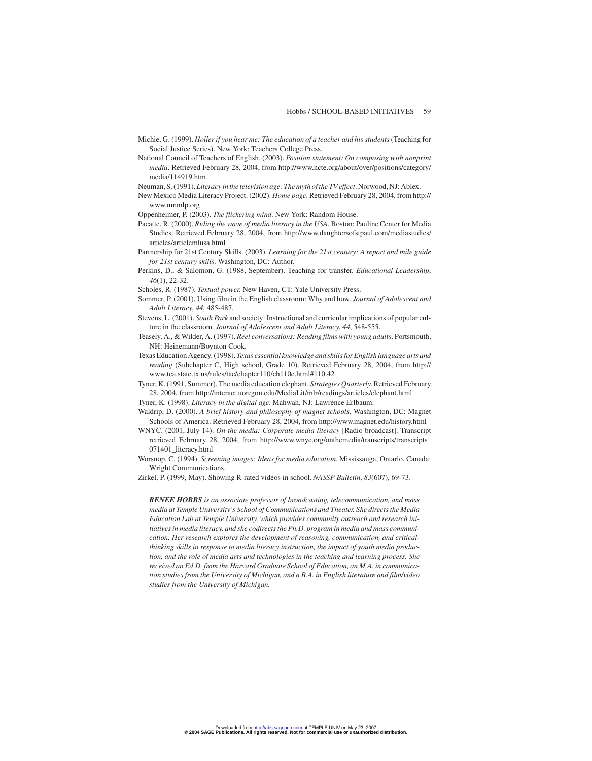Michie, G. (1999). *Holler if you hear me: The education of a teacher and his students* (Teaching for Social Justice Series). New York: Teachers College Press.

National Council of Teachers of English. (2003). *Position statement: On composing with nonprint media*. Retrieved February 28, 2004, from http://www.ncte.org/about/over/positions/category/media/114919.htm

Neuman, S. (1991). *Literacy in the television age: The myth of the TV effect*. Norwood, NJ: Ablex.

New Mexico Media Literacy Project. (2002). *Home page*. Retrieved February 28, 2004, from http://www.nmmlp.org

Oppenheimer, P. (2003). *The flickering mind*. New York: Random House.

Pacatte, R. (2000). *Riding the wave of media literacy in the USA*. Boston: Pauline Center for Media Studies. Retrieved February 28, 2004, from http://www.daughtersofstpaul.com/mediastudies/articles/articlemlusa.html

Partnership for 21st Century Skills. (2003). *Learning for the 21st century: A report and mile guide for 21st century skills*. Washington, DC: Author.

Perkins, D., & Salomon, G. (1988, September). Teaching for transfer. *Educational Leadership*, *46*(1), 22-32.

Scholes, R. (1987). *Textual power*. New Haven, CT: Yale University Press.

Sommer, P. (2001). Using film in the English classroom: Why and how. *Journal of Adolescent and Adult Literacy*, *44*, 485-487.

Stevens, L. (2001). *South Park* and society: Instructional and curricular implications of popular culture in the classroom. *Journal of Adolescent and Adult Literacy*, *44*, 548-555.

Teasely, A., & Wilder, A. (1997). *Reel conversations: Reading films with young adults*. Portsmouth, NH: Heinemann/Boynton Cook.

Texas Education Agency. (1998). *Texas essential knowledge and skills for English language arts and reading* (Subchapter C, High school, Grade 10). Retrieved February 28, 2004, from http://www.tea.state.tx.us/rules/tac/chapter110/ch110c.html#110.42

Tyner, K. (1991, Summer). The media education elephant. *Strategies Quarterly*. Retrieved February 28, 2004, from http://interact.uoregon.edu/MediaLit/mlr/readings/articles/elephant.html

Tyner, K. (1998). *Literacy in the digital age*. Mahwah, NJ: Lawrence Erlbaum.

Waldrip, D. (2000). *A brief history and philosophy of magnet schools*. Washington, DC: Magnet Schools of America. Retrieved February 28, 2004, from http://www.magnet.edu/history.html

WNYC. (2001, July 14). *On the media: Corporate media literacy* [Radio broadcast]. Transcript retrieved February 28, 2004, from http://www.wnyc.org/onthemedia/transcripts/transcripts_071401_literacy.html

Worsnop, C. (1994). *Screening images: Ideas for media education*. Mississauga, Ontario, Canada: Wright Communications.

Zirkel, P. (1999, May). Showing R-rated videos in school. *NASSP Bulletin*, *83*(607), 69-73.

***RENEE HOBBS** is an associate professor of broadcasting, telecommunication, and mass media at Temple University's School of Communications and Theater. She directs the Media Education Lab at Temple University, which provides community outreach and research initiatives in media literacy, and she codirects the Ph.D. program in media and mass communication. Her research explores the development of reasoning, communication, and critical-thinking skills in response to media literacy instruction, the impact of youth media production, and the role of media arts and technologies in the teaching and learning process. She received an Ed.D. from the Harvard Graduate School of Education, an M.A. in communication studies from the University of Michigan, and a B.A. in English literature and film/video studies from the University of Michigan.*